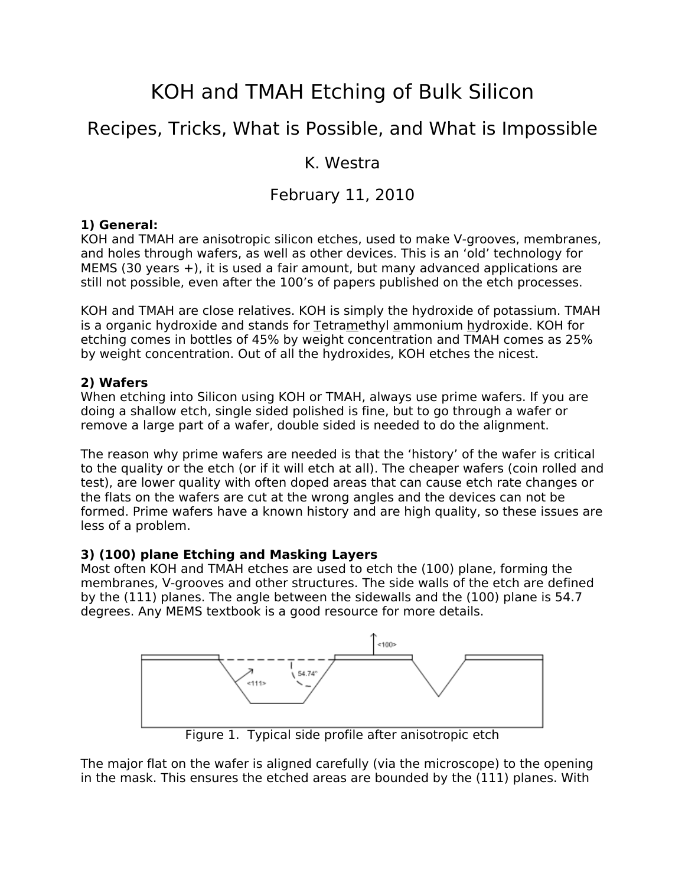# KOH and TMAH Etching of Bulk Silicon

## Recipes, Tricks, What is Possible, and What is Impossible

K. Westra

February 11, 2010

**1) General:**

KOH and TMAH are anisotropic silicon etches, used to make V-grooves, membranes, and holes through wafers, as well as other devices. This is an 'old' technology for MEMS (30 years +), it is used a fair amount, but many advanced applications are still not possible, even after the 100's of papers published on the etch processes.

KOH and TMAH are close relatives. KOH is simply the hydroxide of potassium. TMAH is a organic hydroxide and stands for Tetramethyl ammonium hydroxide. KOH for etching comes in bottles of 45% by weight concentration and TMAH comes as 25% by weight concentration. Out of all the hydroxides, KOH etches the nicest.

**2) Wafers**

When etching into Silicon using KOH or TMAH, always use prime wafers. If you are doing a shallow etch, single sided polished is fine, but to go through a wafer or remove a large part of a wafer, double sided is needed to do the alignment.

The reason why prime wafers are needed is that the 'history' of the wafer is critical to the quality or the etch (or if it will etch at all). The cheaper wafers (coin rolled and test), are lower quality with often doped areas that can cause etch rate changes or the flats on the wafers are cut at the wrong angles and the devices can not be formed. Prime wafers have a known history and are high quality, so these issues are less of a problem.

**3) (100) plane Etching and Masking Layers**

Most often KOH and TMAH etches are used to etch the (100) plane, forming the membranes, V-grooves and other structures. The side walls of the etch are defined by the (111) planes. The angle between the sidewalls and the (100) plane is 54.7 degrees. Any MEMS textbook is a good resource for more details.

Figure 1. Typical side profile after anisotropic etch

The major flat on the wafer is aligned carefully (via the microscope) to the opening in the mask. This ensures the etched areas are bounded by the (111) planes. With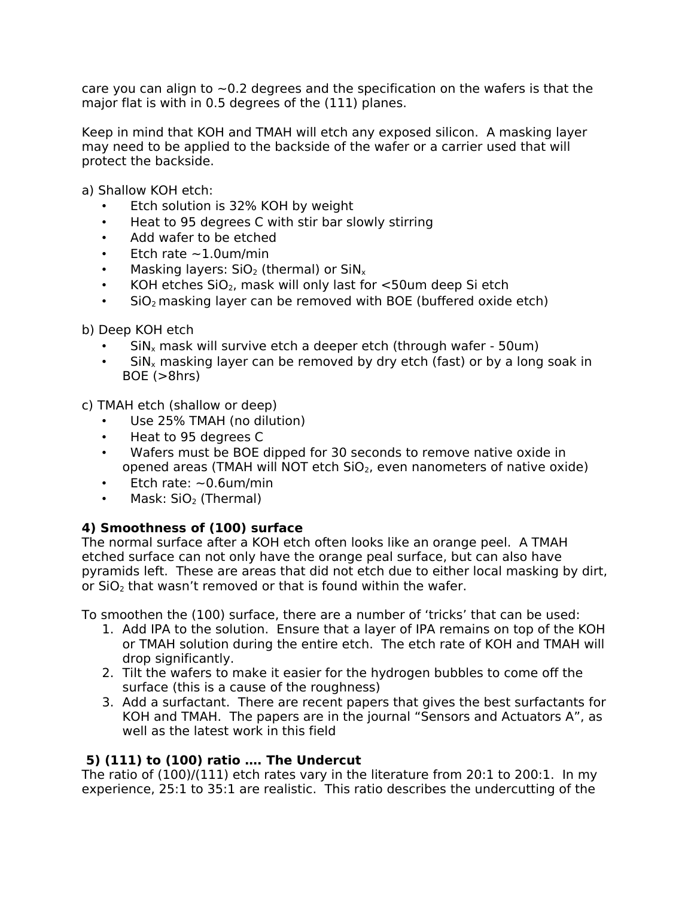care you can align to ~0.2 degrees and the specification on the wafers is that the major flat is with in 0.5 degrees of the (111) planes.

Keep in mind that KOH and TMAH will etch any exposed silicon. A masking layer may need to be applied to the backside of the wafer or a carrier used that will protect the backside.

a) Shallow KOH etch:

- Etch solution is 32% KOH by weight
- Heat to 95 degrees C with stir bar slowly stirring
- Add wafer to be etched
- Etch rate ~1.0um/min
- Masking layers: $SiO_2$ (thermal) or $SiN_x$
- KOH etches $SiO_2$, mask will only last for <50um deep Si etch
- $SiO_2$ masking layer can be removed with BOE (buffered oxide etch)

b) Deep KOH etch

- $SiN_x$ mask will survive etch a deeper etch (through wafer - 50um)
- $SiN_x$ masking layer can be removed by dry etch (fast) or by a long soak in BOE (>8hrs)

c) TMAH etch (shallow or deep)

- Use 25% TMAH (no dilution)
- Heat to 95 degrees C
- Wafers must be BOE dipped for 30 seconds to remove native oxide in opened areas (TMAH will NOT etch $SiO_2$, even nanometers of native oxide)
- Etch rate: ~0.6um/min
- Mask: $SiO_2$ (Thermal)

**4) Smoothness of (100) surface**

The normal surface after a KOH etch often looks like an orange peel. A TMAH etched surface can not only have the orange peal surface, but can also have pyramids left. These are areas that did not etch due to either local masking by dirt, or $SiO_2$ that wasn't removed or that is found within the wafer.

To smoothen the (100) surface, there are a number of 'tricks' that can be used:

1. Add IPA to the solution. Ensure that a layer of IPA remains on top of the KOH or TMAH solution during the entire etch. The etch rate of KOH and TMAH will drop significantly.
2. Tilt the wafers to make it easier for the hydrogen bubbles to come off the surface (this is a cause of the roughness)
3. Add a surfactant. There are recent papers that gives the best surfactants for KOH and TMAH. The papers are in the journal "Sensors and Actuators A", as well as the latest work in this field

**5) (111) to (100) ratio …. The Undercut**

The ratio of (100)/(111) etch rates vary in the literature from 20:1 to 200:1. In my experience, 25:1 to 35:1 are realistic. This ratio describes the undercutting of the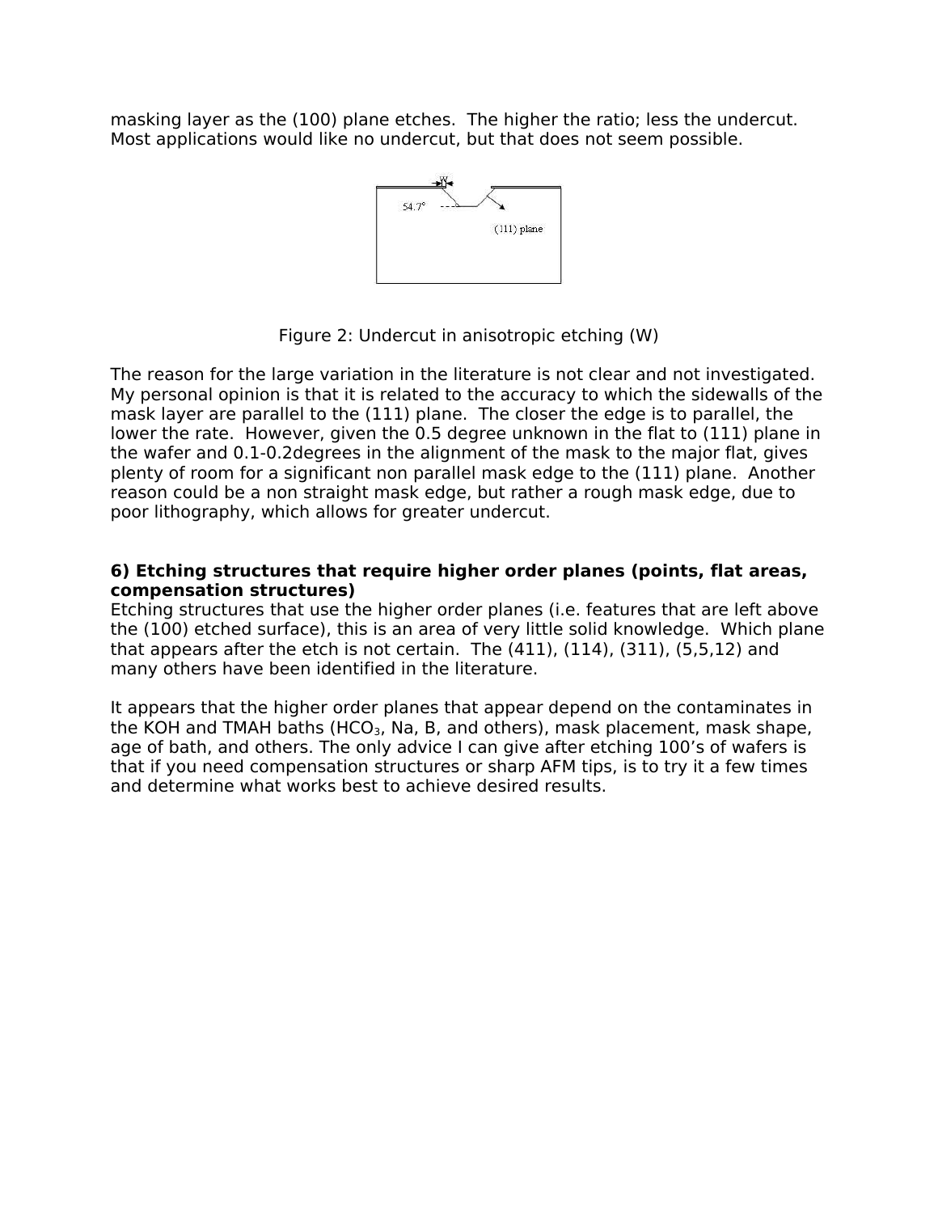masking layer as the (100) plane etches. The higher the ratio; less the undercut. Most applications would like no undercut, but that does not seem possible.

W

54.7°

(111) plane

Figure 2: Undercut in anisotropic etching (W)

The reason for the large variation in the literature is not clear and not investigated. My personal opinion is that it is related to the accuracy to which the sidewalls of the mask layer are parallel to the (111) plane. The closer the edge is to parallel, the lower the rate. However, given the 0.5 degree unknown in the flat to (111) plane in the wafer and 0.1-0.2degrees in the alignment of the mask to the major flat, gives plenty of room for a significant non parallel mask edge to the (111) plane. Another reason could be a non straight mask edge, but rather a rough mask edge, due to poor lithography, which allows for greater undercut.

**6) Etching structures that require higher order planes (points, flat areas, compensation structures)**

Etching structures that use the higher order planes (i.e. features that are left above the (100) etched surface), this is an area of very little solid knowledge. Which plane that appears after the etch is not certain. The (411), (114), (311), (5,5,12) and many others have been identified in the literature.

It appears that the higher order planes that appear depend on the contaminates in the KOH and TMAH baths ($HCO_3$, Na, B, and others), mask placement, mask shape, age of bath, and others. The only advice I can give after etching 100's of wafers is that if you need compensation structures or sharp AFM tips, is to try it a few times and determine what works best to achieve desired results.